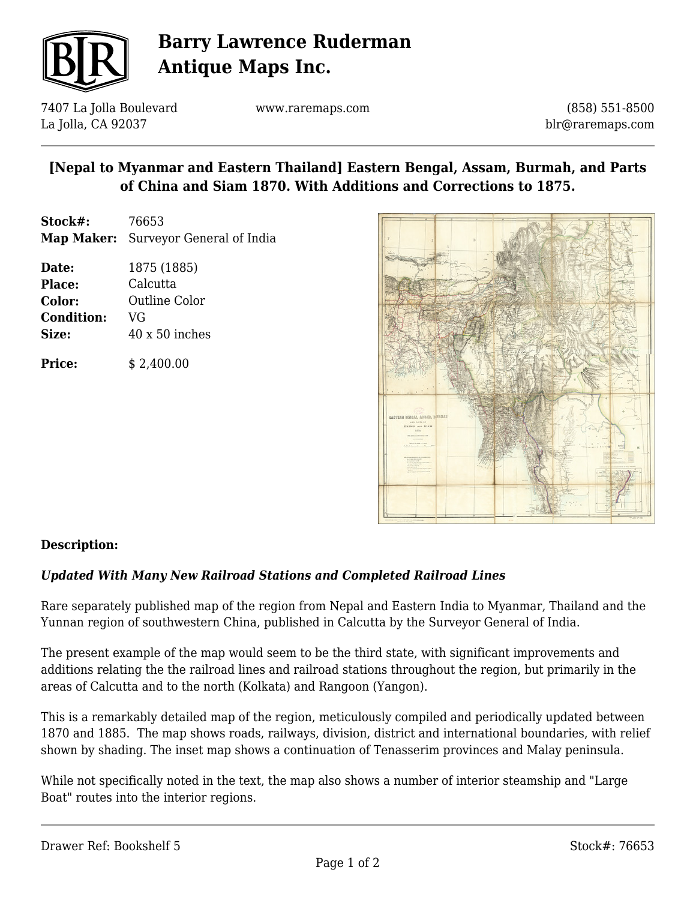# Barry Lawrence Ruderman Antique Maps Inc.

7407 La Jolla Boulevard
La Jolla, CA 92037

www.raremaps.com

(858) 551-8500
blr@raremaps.com

## [Nepal to Myanmar and Eastern Thailand] Eastern Bengal, Assam, Burmah, and Parts of China and Siam 1870. With Additions and Corrections to 1875.

**Stock#:** 76653
**Map Maker:** Surveyor General of India

**Date:** 1875 (1885)
**Place:** Calcutta
**Color:** Outline Color
**Condition:** VG
**Size:** 40 x 50 inches

**Price:** $ 2,400.00

### Description:

***Updated With Many New Railroad Stations and Completed Railroad Lines***

Rare separately published map of the region from Nepal and Eastern India to Myanmar, Thailand and the Yunnan region of southwestern China, published in Calcutta by the Surveyor General of India.

The present example of the map would seem to be the third state, with significant improvements and additions relating the the railroad lines and railroad stations throughout the region, but primarily in the areas of Calcutta and to the north (Kolkata) and Rangoon (Yangon).

This is a remarkably detailed map of the region, meticulously compiled and periodically updated between 1870 and 1885. The map shows roads, railways, division, district and international boundaries, with relief shown by shading. The inset map shows a continuation of Tenasserim provinces and Malay peninsula.

While not specifically noted in the text, the map also shows a number of interior steamship and "Large Boat" routes into the interior regions.

Drawer Ref: Bookshelf 5

Stock#: 76653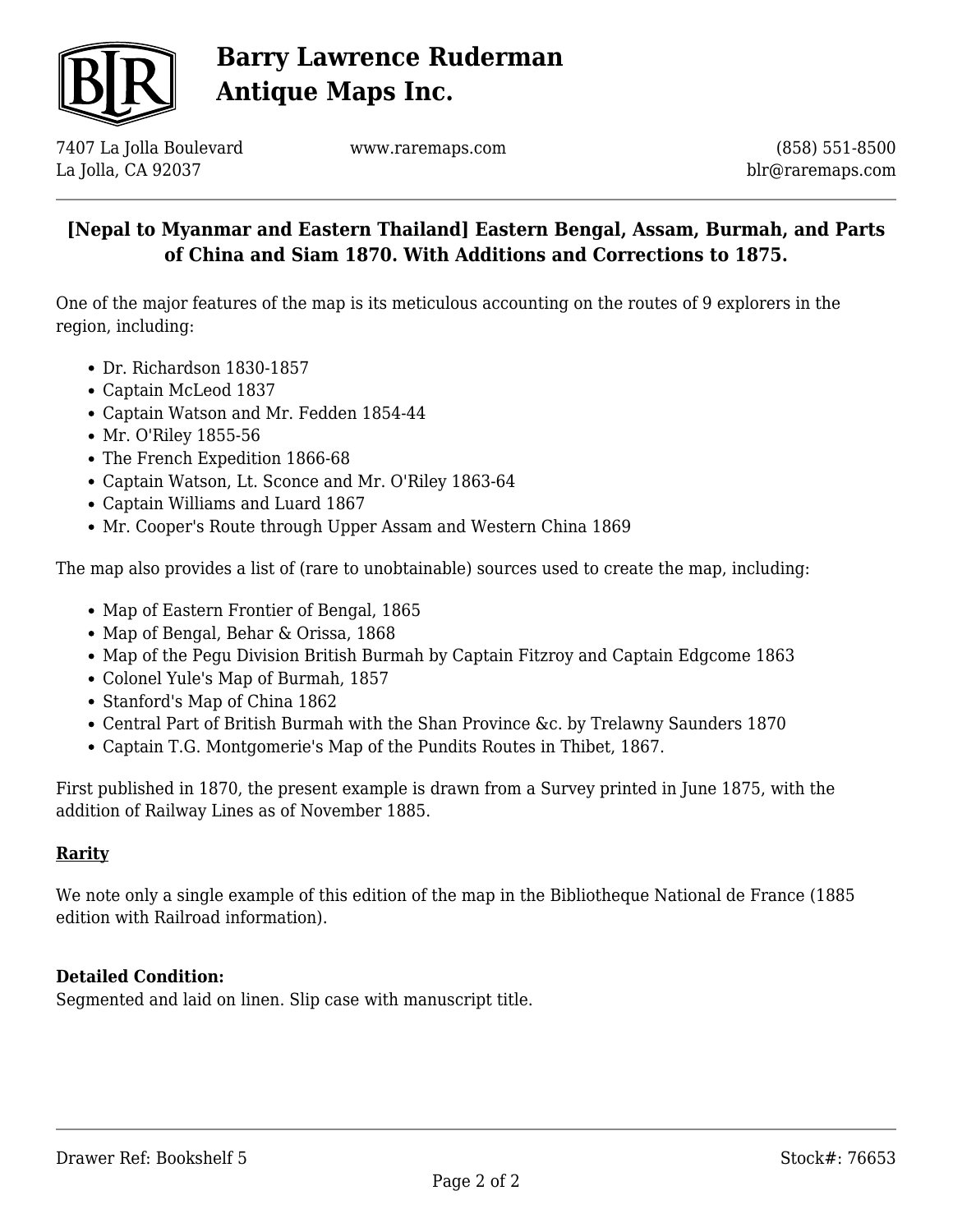## [Nepal to Myanmar and Eastern Thailand] Eastern Bengal, Assam, Burmah, and Parts of China and Siam 1870. With Additions and Corrections to 1875.

One of the major features of the map is its meticulous accounting on the routes of 9 explorers in the region, including:

- Dr. Richardson 1830-1857
- Captain McLeod 1837
- Captain Watson and Mr. Fedden 1854-44
- Mr. O'Riley 1855-56
- The French Expedition 1866-68
- Captain Watson, Lt. Sconce and Mr. O'Riley 1863-64
- Captain Williams and Luard 1867
- Mr. Cooper's Route through Upper Assam and Western China 1869

The map also provides a list of (rare to unobtainable) sources used to create the map, including:

- Map of Eastern Frontier of Bengal, 1865
- Map of Bengal, Behar & Orissa, 1868
- Map of the Pegu Division British Burmah by Captain Fitzroy and Captain Edgcome 1863
- Colonel Yule's Map of Burmah, 1857
- Stanford's Map of China 1862
- Central Part of British Burmah with the Shan Province &c. by Trelawny Saunders 1870
- Captain T.G. Montgomerie's Map of the Pundits Routes in Thibet, 1867.

First published in 1870, the present example is drawn from a Survey printed in June 1875, with the addition of Railway Lines as of November 1885.

**Rarity**

We note only a single example of this edition of the map in the Bibliotheque National de France (1885 edition with Railroad information).

**Detailed Condition:**
Segmented and laid on linen. Slip case with manuscript title.

Drawer Ref: Bookshelf 5

Stock#: 76653